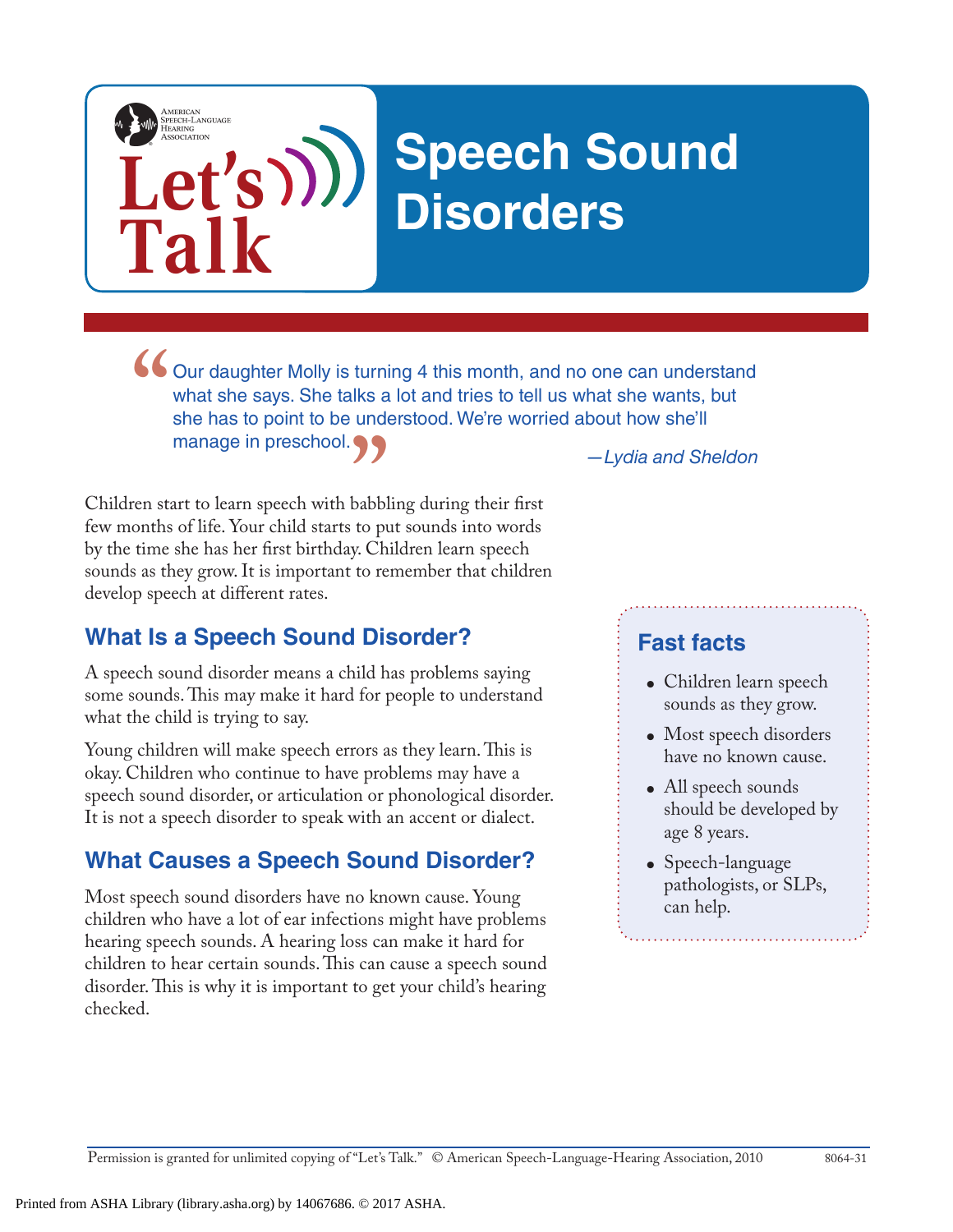AMERICAN SPEECH-LANGUAGE HEARING ASSOCIATION

# Let's Talk

# Speech Sound Disorders

> "Our daughter Molly is turning 4 this month, and no one can understand what she says. She talks a lot and tries to tell us what she wants, but she has to point to be understood. We're worried about how she'll manage in preschool."
>
> —*Lydia and Sheldon*

Children start to learn speech with babbling during their first few months of life. Your child starts to put sounds into words by the time she has her first birthday. Children learn speech sounds as they grow. It is important to remember that children develop speech at different rates.

## What Is a Speech Sound Disorder?

A speech sound disorder means a child has problems saying some sounds. This may make it hard for people to understand what the child is trying to say.

Young children will make speech errors as they learn. This is okay. Children who continue to have problems may have a speech sound disorder, or articulation or phonological disorder. It is not a speech disorder to speak with an accent or dialect.

## What Causes a Speech Sound Disorder?

Most speech sound disorders have no known cause. Young children who have a lot of ear infections might have problems hearing speech sounds. A hearing loss can make it hard for children to hear certain sounds. This can cause a speech sound disorder. This is why it is important to get your child's hearing checked.

### Fast facts

- Children learn speech sounds as they grow.
- Most speech disorders have no known cause.
- All speech sounds should be developed by age 8 years.
- Speech-language pathologists, or SLPs, can help.

Permission is granted for unlimited copying of "Let's Talk." © American Speech-Language-Hearing Association, 2010 8064-31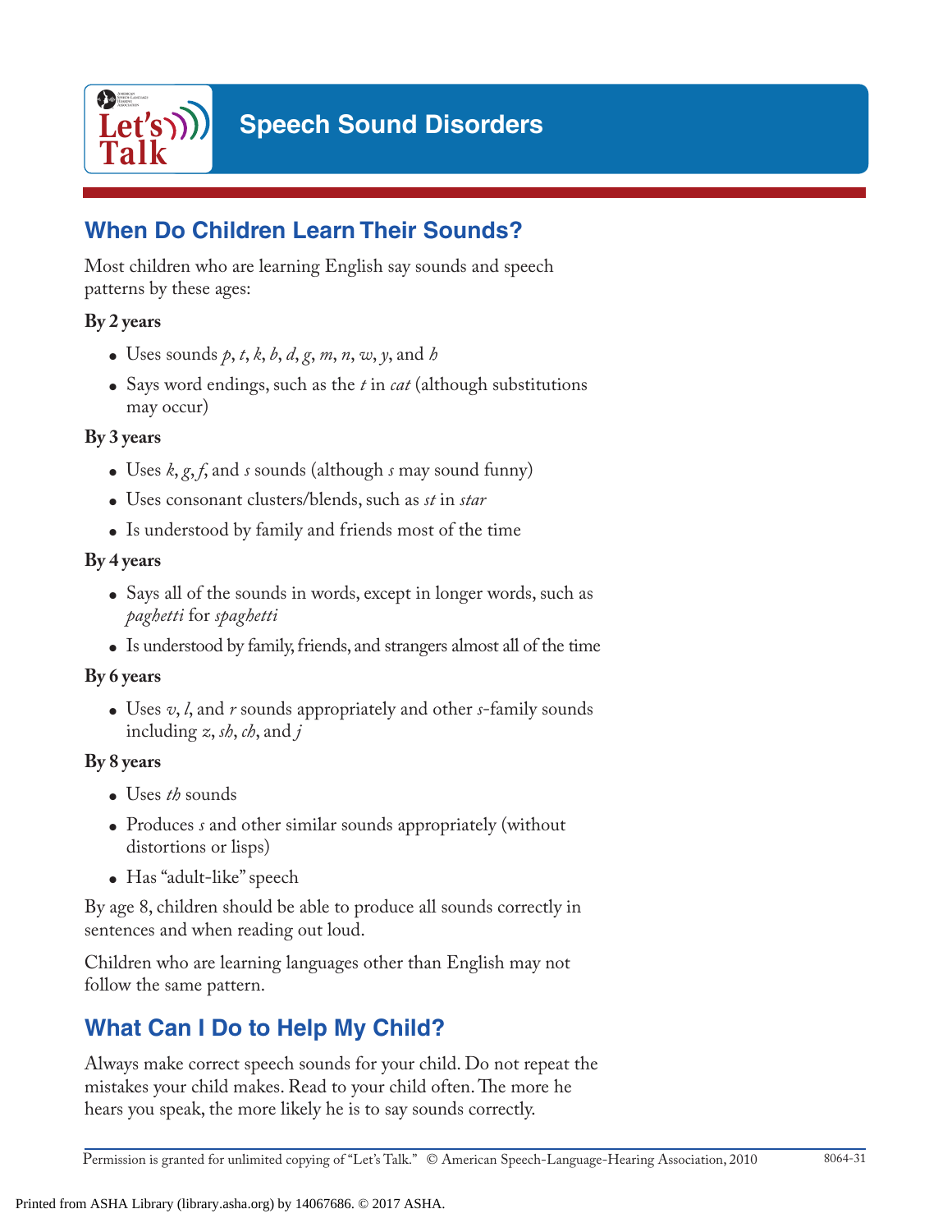# Speech Sound Disorders

## When Do Children Learn Their Sounds?

Most children who are learning English say sounds and speech patterns by these ages:

**By 2 years**

- Uses sounds *p*, *t*, *k*, *b*, *d*, *g*, *m*, *n*, *w*, *y*, and *h*
- Says word endings, such as the *t* in *cat* (although substitutions may occur)

**By 3 years**

- Uses *k*, *g*, *f*, and *s* sounds (although *s* may sound funny)
- Uses consonant clusters/blends, such as *st* in *star*
- Is understood by family and friends most of the time

**By 4 years**

- Says all of the sounds in words, except in longer words, such as *paghetti* for *spaghetti*
- Is understood by family, friends, and strangers almost all of the time

**By 6 years**

- Uses *v*, *l*, and *r* sounds appropriately and other *s*-family sounds including *z*, *sh*, *ch*, and *j*

**By 8 years**

- Uses *th* sounds
- Produces *s* and other similar sounds appropriately (without distortions or lisps)
- Has "adult-like" speech

By age 8, children should be able to produce all sounds correctly in sentences and when reading out loud.

Children who are learning languages other than English may not follow the same pattern.

## What Can I Do to Help My Child?

Always make correct speech sounds for your child. Do not repeat the mistakes your child makes. Read to your child often. The more he hears you speak, the more likely he is to say sounds correctly.

Permission is granted for unlimited copying of "Let's Talk." © American Speech-Language-Hearing Association, 2010 8064-31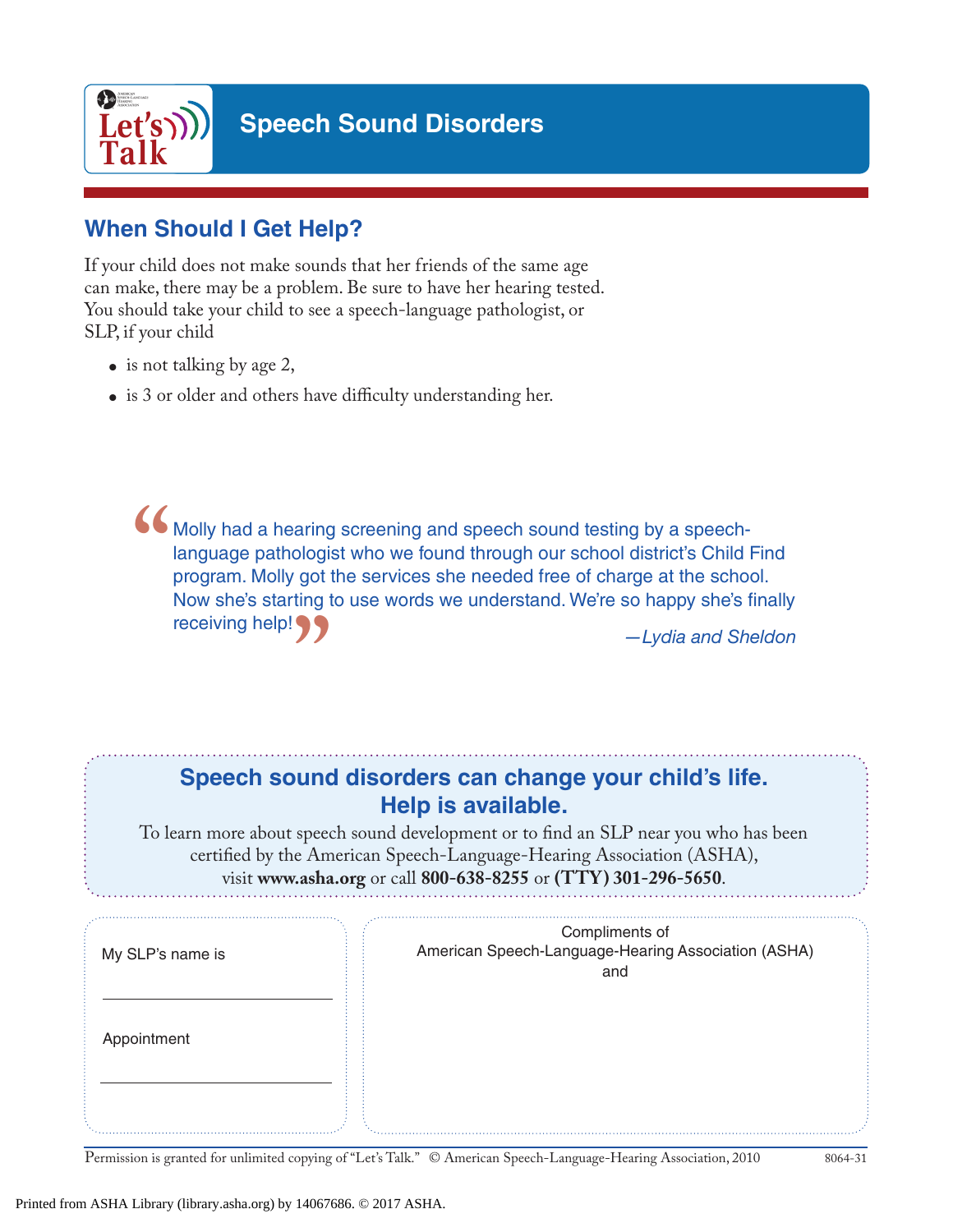# Speech Sound Disorders

## When Should I Get Help?

If your child does not make sounds that her friends of the same age can make, there may be a problem. Be sure to have her hearing tested. You should take your child to see a speech-language pathologist, or SLP, if your child

- is not talking by age 2,
- is 3 or older and others have difficulty understanding her.

> "Molly had a hearing screening and speech sound testing by a speech-language pathologist who we found through our school district's Child Find program. Molly got the services she needed free of charge at the school. Now she's starting to use words we understand. We're so happy she's finally receiving help!"
>
> *—Lydia and Sheldon*

### Speech sound disorders can change your child's life. Help is available.

To learn more about speech sound development or to find an SLP near you who has been certified by the American Speech-Language-Hearing Association (ASHA), visit **www.asha.org** or call **800-638-8255** or **(TTY) 301-296-5650**.

My SLP's name is

______________________

Appointment

______________________

Compliments of
American Speech-Language-Hearing Association (ASHA)
and

Permission is granted for unlimited copying of "Let's Talk." © American Speech-Language-Hearing Association, 2010 8064-31

Printed from ASHA Library (library.asha.org) by 14067686. © 2017 ASHA.